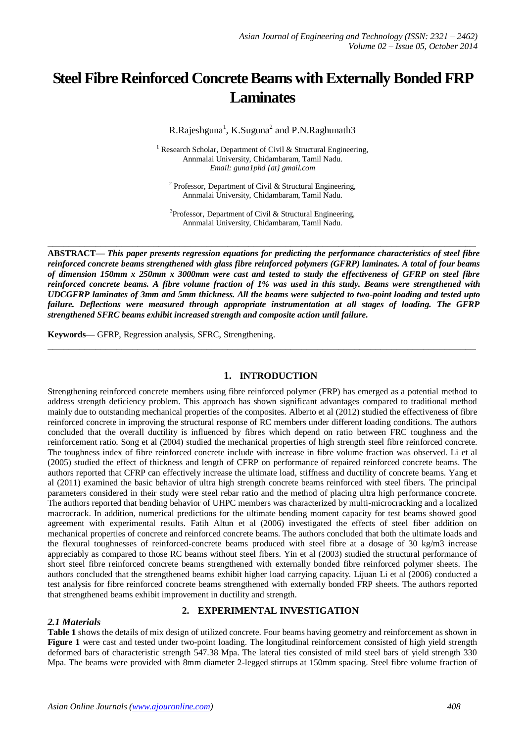# Steel Fibre Reinforced Concrete Beams with Externally Bonded FRP Laminates

R.Rajeshguna[1], K.Suguna[2] and P.N.Raghunath3

[1] Research Scholar, Department of Civil & Structural Engineering, Annmalai University, Chidambaram, Tamil Nadu.
*Email: guna1phd {at} gmail.com*

[2] Professor, Department of Civil & Structural Engineering, Annmalai University, Chidambaram, Tamil Nadu.

[3]Professor, Department of Civil & Structural Engineering, Annmalai University, Chidambaram, Tamil Nadu.

---

**ABSTRACT—** ***This paper presents regression equations for predicting the performance characteristics of steel fibre reinforced concrete beams strengthened with glass fibre reinforced polymers (GFRP) laminates. A total of four beams of dimension 150mm x 250mm x 3000mm were cast and tested to study the effectiveness of GFRP on steel fibre reinforced concrete beams. A fibre volume fraction of 1% was used in this study. Beams were strengthened with UDCGFRP laminates of 3mm and 5mm thickness. All the beams were subjected to two-point loading and tested upto failure. Deflections were measured through appropriate instrumentation at all stages of loading. The GFRP strengthened SFRC beams exhibit increased strength and composite action until failure.***

**Keywords—** GFRP, Regression analysis, SFRC, Strengthening.

---

## 1. INTRODUCTION

Strengthening reinforced concrete members using fibre reinforced polymer (FRP) has emerged as a potential method to address strength deficiency problem. This approach has shown significant advantages compared to traditional method mainly due to outstanding mechanical properties of the composites. Alberto et al (2012) studied the effectiveness of fibre reinforced concrete in improving the structural response of RC members under different loading conditions. The authors concluded that the overall ductility is influenced by fibres which depend on ratio between FRC toughness and the reinforcement ratio. Song et al (2004) studied the mechanical properties of high strength steel fibre reinforced concrete. The toughness index of fibre reinforced concrete include with increase in fibre volume fraction was observed. Li et al (2005) studied the effect of thickness and length of CFRP on performance of repaired reinforced concrete beams. The authors reported that CFRP can effectively increase the ultimate load, stiffness and ductility of concrete beams. Yang et al (2011) examined the basic behavior of ultra high strength concrete beams reinforced with steel fibers. The principal parameters considered in their study were steel rebar ratio and the method of placing ultra high performance concrete. The authors reported that bending behavior of UHPC members was characterized by multi-microcracking and a localized macrocrack. In addition, numerical predictions for the ultimate bending moment capacity for test beams showed good agreement with experimental results. Fatih Altun et al (2006) investigated the effects of steel fiber addition on mechanical properties of concrete and reinforced concrete beams. The authors concluded that both the ultimate loads and the flexural toughnesses of reinforced-concrete beams produced with steel fibre at a dosage of 30 kg/m3 increase appreciably as compared to those RC beams without steel fibers. Yin et al (2003) studied the structural performance of short steel fibre reinforced concrete beams strengthened with externally bonded fibre reinforced polymer sheets. The authors concluded that the strengthened beams exhibit higher load carrying capacity. Lijuan Li et al (2006) conducted a test analysis for fibre reinforced concrete beams strengthened with externally bonded FRP sheets. The authors reported that strengthened beams exhibit improvement in ductility and strength.

## 2. EXPERIMENTAL INVESTIGATION

### *2.1 Materials*

**Table 1** shows the details of mix design of utilized concrete. Four beams having geometry and reinforcement as shown in **Figure 1** were cast and tested under two-point loading. The longitudinal reinforcement consisted of high yield strength deformed bars of characteristic strength 547.38 Mpa. The lateral ties consisted of mild steel bars of yield strength 330 Mpa. The beams were provided with 8mm diameter 2-legged stirrups at 150mm spacing. Steel fibre volume fraction of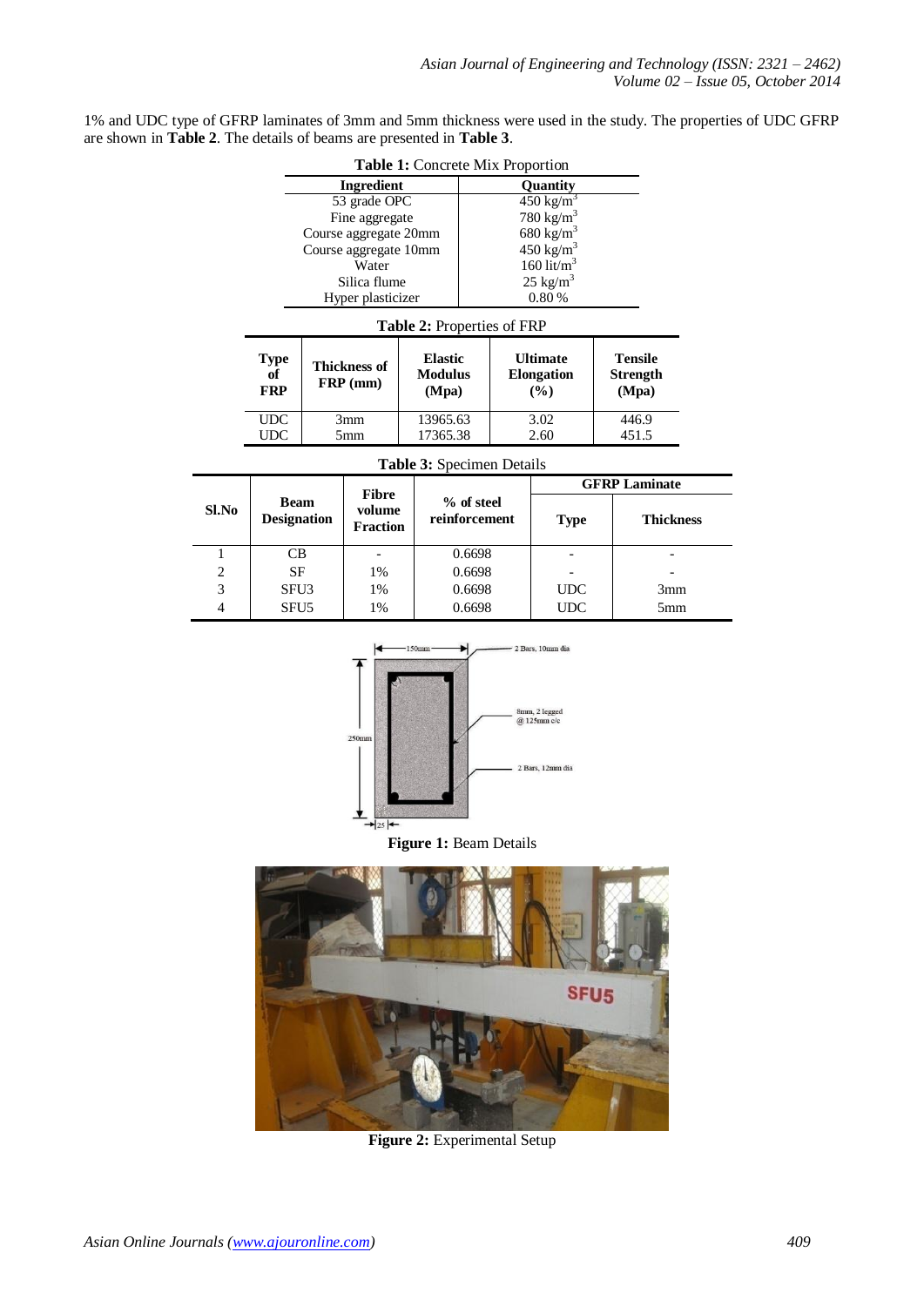1% and UDC type of GFRP laminates of 3mm and 5mm thickness were used in the study. The properties of UDC GFRP are shown in **Table 2**. The details of beams are presented in **Table 3**.

**Table 1:** Concrete Mix Proportion

| Ingredient | Quantity |
|---|---|
| 53 grade OPC | 450 kg/m$^3$ |
| Fine aggregate | 780 kg/m$^3$ |
| Course aggregate 20mm | 680 kg/m$^3$ |
| Course aggregate 10mm | 450 kg/m$^3$ |
| Water | 160 lit/m$^3$ |
| Silica flume | 25 kg/m$^3$ |
| Hyper plasticizer | 0.80 % |

**Table 2:** Properties of FRP

| Type of FRP | Thickness of FRP (mm) | Elastic Modulus (Mpa) | Ultimate Elongation (%) | Tensile Strength (Mpa) |
|---|---|---|---|---|
| UDC | 3mm | 13965.63 | 3.02 | 446.9 |
| UDC | 5mm | 17365.38 | 2.60 | 451.5 |

**Table 3:** Specimen Details

| Sl.No | Beam Designation | Fibre volume Fraction | % of steel reinforcement | GFRP Laminate | |
|---|---|---|---|---|---|
| | | | | Type | Thickness |
| 1 | CB | - | 0.6698 | - | - |
| 2 | SF | 1% | 0.6698 | - | - |
| 3 | SFU3 | 1% | 0.6698 | UDC | 3mm |
| 4 | SFU5 | 1% | 0.6698 | UDC | 5mm |

150mm

2 Bars, 10mm dia

8mm, 2 legged @ 125mm c/c

250mm

2 Bars, 12mm dia

25

**Figure 1:** Beam Details

**Figure 2:** Experimental Setup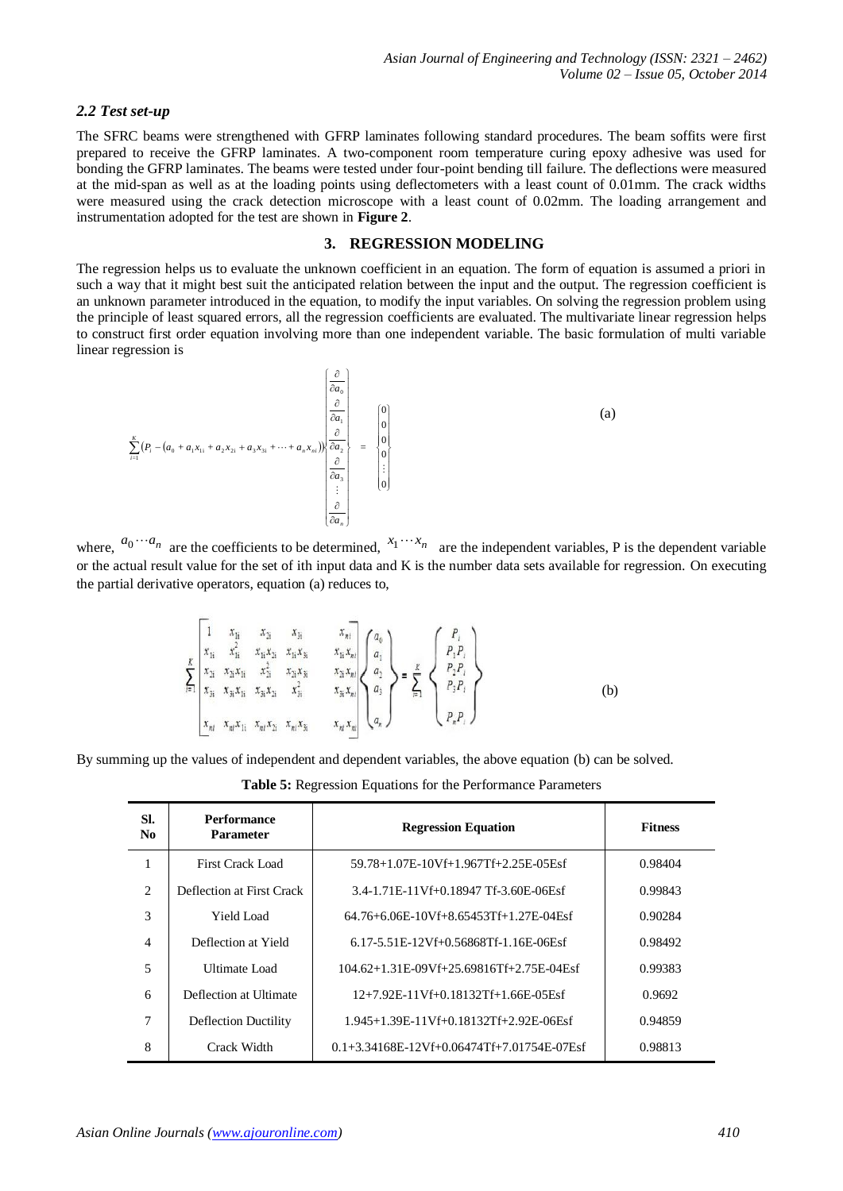### *2.2 Test set-up*

The SFRC beams were strengthened with GFRP laminates following standard procedures. The beam soffits were first prepared to receive the GFRP laminates. A two-component room temperature curing epoxy adhesive was used for bonding the GFRP laminates. The beams were tested under four-point bending till failure. The deflections were measured at the mid-span as well as at the loading points using deflectometers with a least count of 0.01mm. The crack widths were measured using the crack detection microscope with a least count of 0.02mm. The loading arrangement and instrumentation adopted for the test are shown in **Figure 2**.

## 3. REGRESSION MODELING

The regression helps us to evaluate the unknown coefficient in an equation. The form of equation is assumed a priori in such a way that it might best suit the anticipated relation between the input and the output. The regression coefficient is an unknown parameter introduced in the equation, to modify the input variables. On solving the regression problem using the principle of least squared errors, all the regression coefficients are evaluated. The multivariate linear regression helps to construct first order equation involving more than one independent variable. The basic formulation of multi variable linear regression is

$$\sum_{i=1}^{K}\left(P_i - \left(a_0 + a_1 x_{1i} + a_2 x_{2i} + a_3 x_{3i} + \cdots + a_n x_{ni}\right)\right)\begin{Bmatrix} \frac{\partial}{\partial a_0} \\ \frac{\partial}{\partial a_1} \\ \frac{\partial}{\partial a_2} \\ \frac{\partial}{\partial a_3} \\ \vdots \\ \frac{\partial}{\partial a_n} \end{Bmatrix} = \begin{Bmatrix} 0 \\ 0 \\ 0 \\ 0 \\ \vdots \\ 0 \end{Bmatrix} \tag{a}$$

where, $a_0 \cdots a_n$ are the coefficients to be determined, $x_1 \cdots x_n$ are the independent variables, P is the dependent variable or the actual result value for the set of ith input data and K is the number data sets available for regression. On executing the partial derivative operators, equation (a) reduces to,

$$\sum_{i=1}^{K}\begin{bmatrix} 1 & x_{1i} & x_{2i} & x_{3i} & x_{ni} \\ x_{1i} & x_{1i}^2 & x_{1i}x_{2i} & x_{1i}x_{3i} & x_{1i}x_{ni} \\ x_{2i} & x_{2i}x_{1i} & x_{2i}^2 & x_{2i}x_{3i} & x_{2i}x_{ni} \\ x_{3i} & x_{3i}x_{1i} & x_{3i}x_{2i} & x_{3i}^2 & x_{3i}x_{ni} \\ x_{ni} & x_{ni}x_{1i} & x_{ni}x_{2i} & x_{ni}x_{3i} & x_{ni}x_{ni} \end{bmatrix}\begin{Bmatrix} a_0 \\ a_1 \\ a_2 \\ a_3 \\ a_n \end{Bmatrix} = \sum_{i=1}^{K}\begin{Bmatrix} P_i \\ P_1 P_i \\ P_2 P_i \\ P_3 P_i \\ P_n P_i \end{Bmatrix} \tag{b}$$

By summing up the values of independent and dependent variables, the above equation (b) can be solved.

**Table 5:** Regression Equations for the Performance Parameters

| Sl. No | Performance Parameter | Regression Equation | Fitness |
|---|---|---|---|
| 1 | First Crack Load | 59.78+1.07E-10Vf+1.967Tf+2.25E-05Esf | 0.98404 |
| 2 | Deflection at First Crack | 3.4-1.71E-11Vf+0.18947 Tf-3.60E-06Esf | 0.99843 |
| 3 | Yield Load | 64.76+6.06E-10Vf+8.65453Tf+1.27E-04Esf | 0.90284 |
| 4 | Deflection at Yield | 6.17-5.51E-12Vf+0.56868Tf-1.16E-06Esf | 0.98492 |
| 5 | Ultimate Load | 104.62+1.31E-09Vf+25.69816Tf+2.75E-04Esf | 0.99383 |
| 6 | Deflection at Ultimate | 12+7.92E-11Vf+0.18132Tf+1.66E-05Esf | 0.9692 |
| 7 | Deflection Ductility | 1.945+1.39E-11Vf+0.18132Tf+2.92E-06Esf | 0.94859 |
| 8 | Crack Width | 0.1+3.34168E-12Vf+0.06474Tf+7.01754E-07Esf | 0.98813 |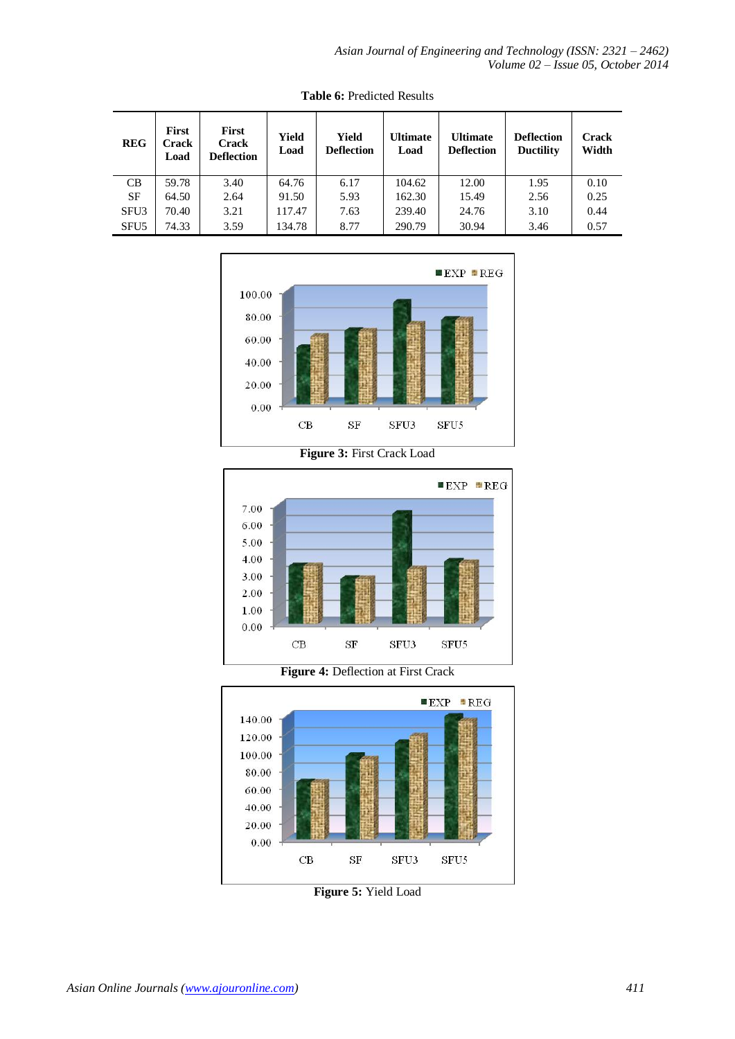**Table 6:** Predicted Results

| REG | First Crack Load | First Crack Deflection | Yield Load | Yield Deflection | Ultimate Load | Ultimate Deflection | Deflection Ductility | Crack Width |
|---|---|---|---|---|---|---|---|---|
| CB | 59.78 | 3.40 | 64.76 | 6.17 | 104.62 | 12.00 | 1.95 | 0.10 |
| SF | 64.50 | 2.64 | 91.50 | 5.93 | 162.30 | 15.49 | 2.56 | 0.25 |
| SFU3 | 70.40 | 3.21 | 117.47 | 7.63 | 239.40 | 24.76 | 3.10 | 0.44 |
| SFU5 | 74.33 | 3.59 | 134.78 | 8.77 | 290.79 | 30.94 | 3.46 | 0.57 |

**Figure 3:** First Crack Load

**Figure 4:** Deflection at First Crack

**Figure 5:** Yield Load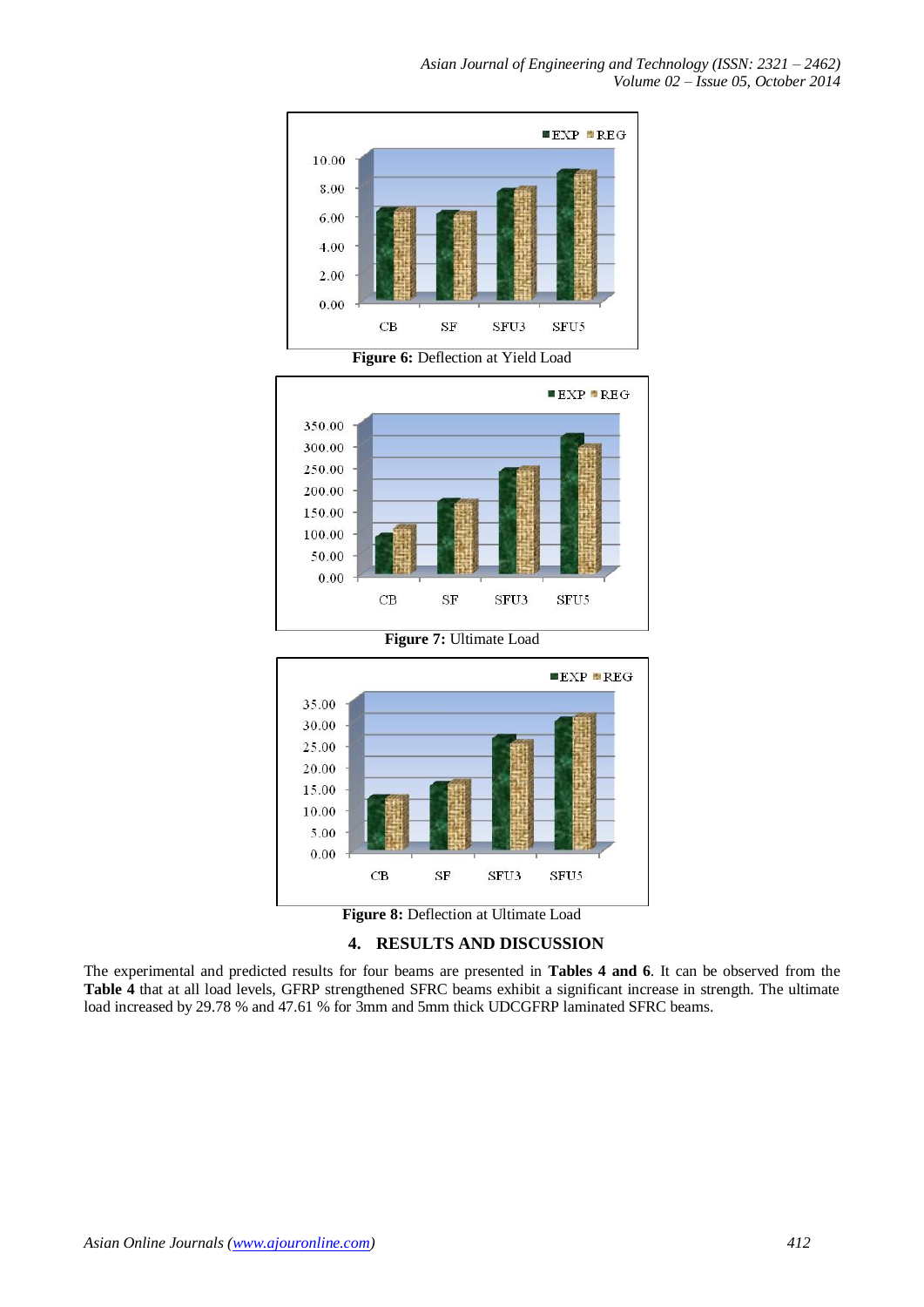Figure 6: Deflection at Yield Load

Figure 7: Ultimate Load

Figure 8: Deflection at Ultimate Load

## 4. RESULTS AND DISCUSSION

The experimental and predicted results for four beams are presented in **Tables 4 and 6**. It can be observed from the **Table 4** that at all load levels, GFRP strengthened SFRC beams exhibit a significant increase in strength. The ultimate load increased by 29.78 % and 47.61 % for 3mm and 5mm thick UDCGFRP laminated SFRC beams.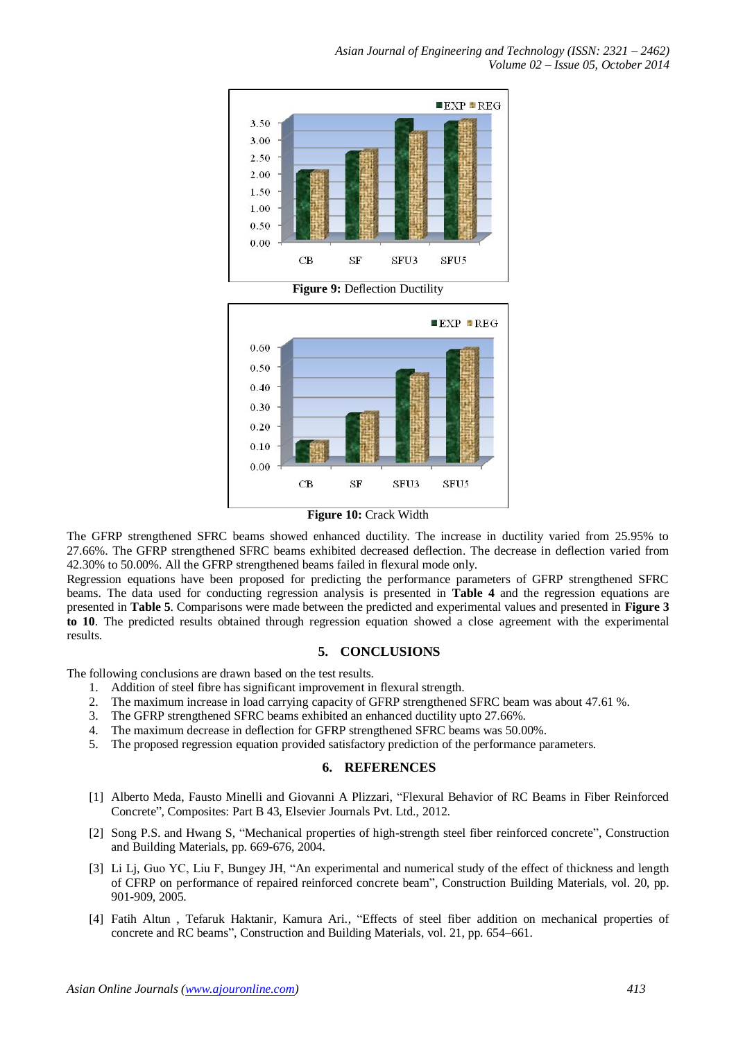**Figure 9:** Deflection Ductility

**Figure 10:** Crack Width

The GFRP strengthened SFRC beams showed enhanced ductility. The increase in ductility varied from 25.95% to 27.66%. The GFRP strengthened SFRC beams exhibited decreased deflection. The decrease in deflection varied from 42.30% to 50.00%. All the GFRP strengthened beams failed in flexural mode only.

Regression equations have been proposed for predicting the performance parameters of GFRP strengthened SFRC beams. The data used for conducting regression analysis is presented in **Table 4** and the regression equations are presented in **Table 5**. Comparisons were made between the predicted and experimental values and presented in **Figure 3 to 10**. The predicted results obtained through regression equation showed a close agreement with the experimental results.

## 5. CONCLUSIONS

The following conclusions are drawn based on the test results.

1. Addition of steel fibre has significant improvement in flexural strength.
2. The maximum increase in load carrying capacity of GFRP strengthened SFRC beam was about 47.61 %.
3. The GFRP strengthened SFRC beams exhibited an enhanced ductility upto 27.66%.
4. The maximum decrease in deflection for GFRP strengthened SFRC beams was 50.00%.
5. The proposed regression equation provided satisfactory prediction of the performance parameters.

## 6. REFERENCES

[1] Alberto Meda, Fausto Minelli and Giovanni A Plizzari, "Flexural Behavior of RC Beams in Fiber Reinforced Concrete", Composites: Part B 43, Elsevier Journals Pvt. Ltd., 2012.

[2] Song P.S. and Hwang S, "Mechanical properties of high-strength steel fiber reinforced concrete", Construction and Building Materials, pp. 669-676, 2004.

[3] Li Lj, Guo YC, Liu F, Bungey JH, "An experimental and numerical study of the effect of thickness and length of CFRP on performance of repaired reinforced concrete beam", Construction Building Materials, vol. 20, pp. 901-909, 2005.

[4] Fatih Altun , Tefaruk Haktanir, Kamura Ari., "Effects of steel fiber addition on mechanical properties of concrete and RC beams", Construction and Building Materials, vol. 21, pp. 654–661.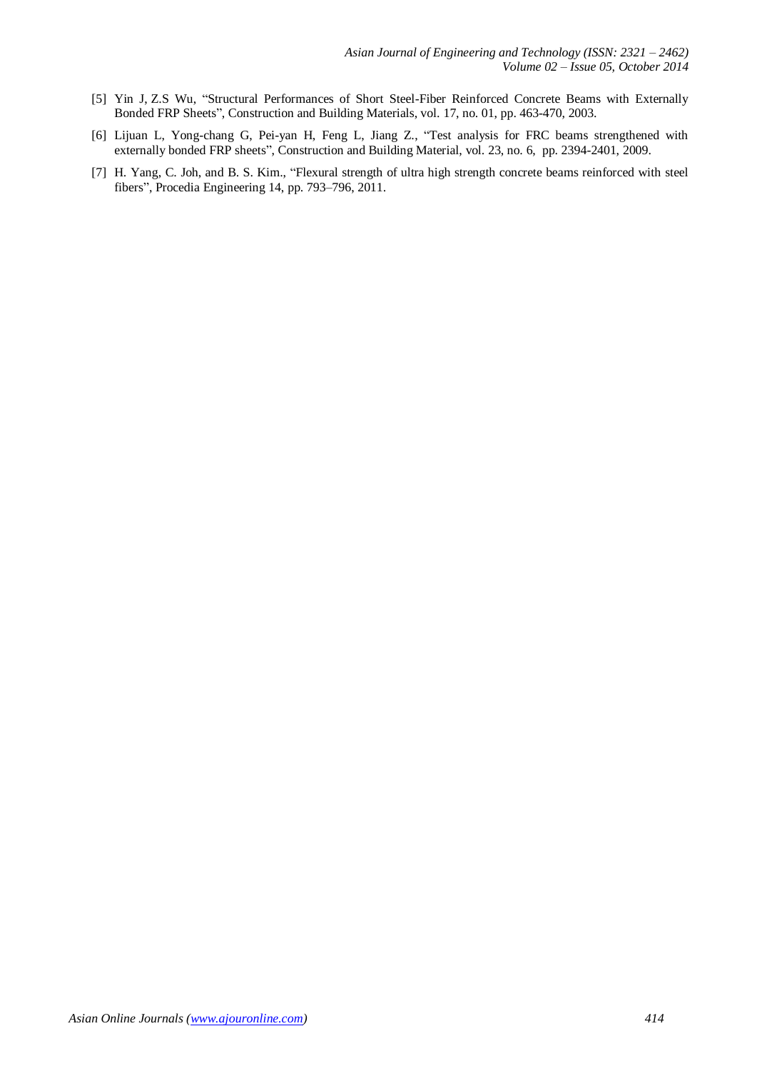[5] Yin J, Z.S Wu, "Structural Performances of Short Steel-Fiber Reinforced Concrete Beams with Externally Bonded FRP Sheets", Construction and Building Materials, vol. 17, no. 01, pp. 463-470, 2003.

[6] Lijuan L, Yong-chang G, Pei-yan H, Feng L, Jiang Z., "Test analysis for FRC beams strengthened with externally bonded FRP sheets", Construction and Building Material, vol. 23, no. 6, pp. 2394-2401, 2009.

[7] H. Yang, C. Joh, and B. S. Kim., "Flexural strength of ultra high strength concrete beams reinforced with steel fibers", Procedia Engineering 14, pp. 793–796, 2011.